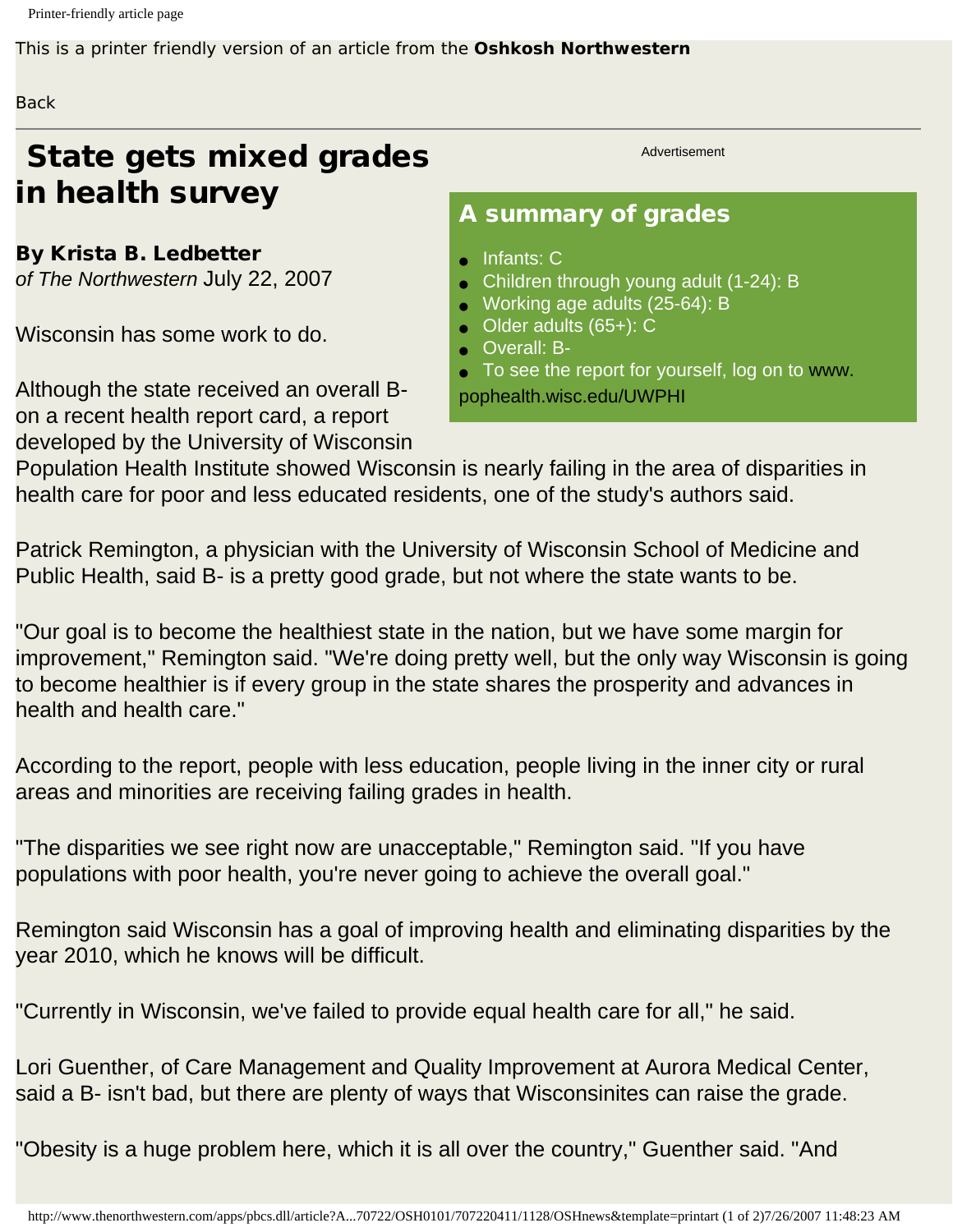This is a printer friendly version of an article from the **Oshkosh Northwestern**

Back

# State gets mixed grades in health survey

**By Krista B. Ledbetter**
*of The Northwestern* July 22, 2007

Wisconsin has some work to do.

Although the state received an overall B- on a recent health report card, a report developed by the University of Wisconsin Population Health Institute showed Wisconsin is nearly failing in the area of disparities in health care for poor and less educated residents, one of the study's authors said.

Patrick Remington, a physician with the University of Wisconsin School of Medicine and Public Health, said B- is a pretty good grade, but not where the state wants to be.

"Our goal is to become the healthiest state in the nation, but we have some margin for improvement," Remington said. "We're doing pretty well, but the only way Wisconsin is going to become healthier is if every group in the state shares the prosperity and advances in health and health care."

According to the report, people with less education, people living in the inner city or rural areas and minorities are receiving failing grades in health.

"The disparities we see right now are unacceptable," Remington said. "If you have populations with poor health, you're never going to achieve the overall goal."

Remington said Wisconsin has a goal of improving health and eliminating disparities by the year 2010, which he knows will be difficult.

"Currently in Wisconsin, we've failed to provide equal health care for all," he said.

Lori Guenther, of Care Management and Quality Improvement at Aurora Medical Center, said a B- isn't bad, but there are plenty of ways that Wisconsinites can raise the grade.

"Obesity is a huge problem here, which it is all over the country," Guenther said. "And

## A summary of grades

- Infants: C
- Children through young adult (1-24): B
- Working age adults (25-64): B
- Older adults (65+): C
- Overall: B-
- To see the report for yourself, log on to www.pophealth.wisc.edu/UWPHI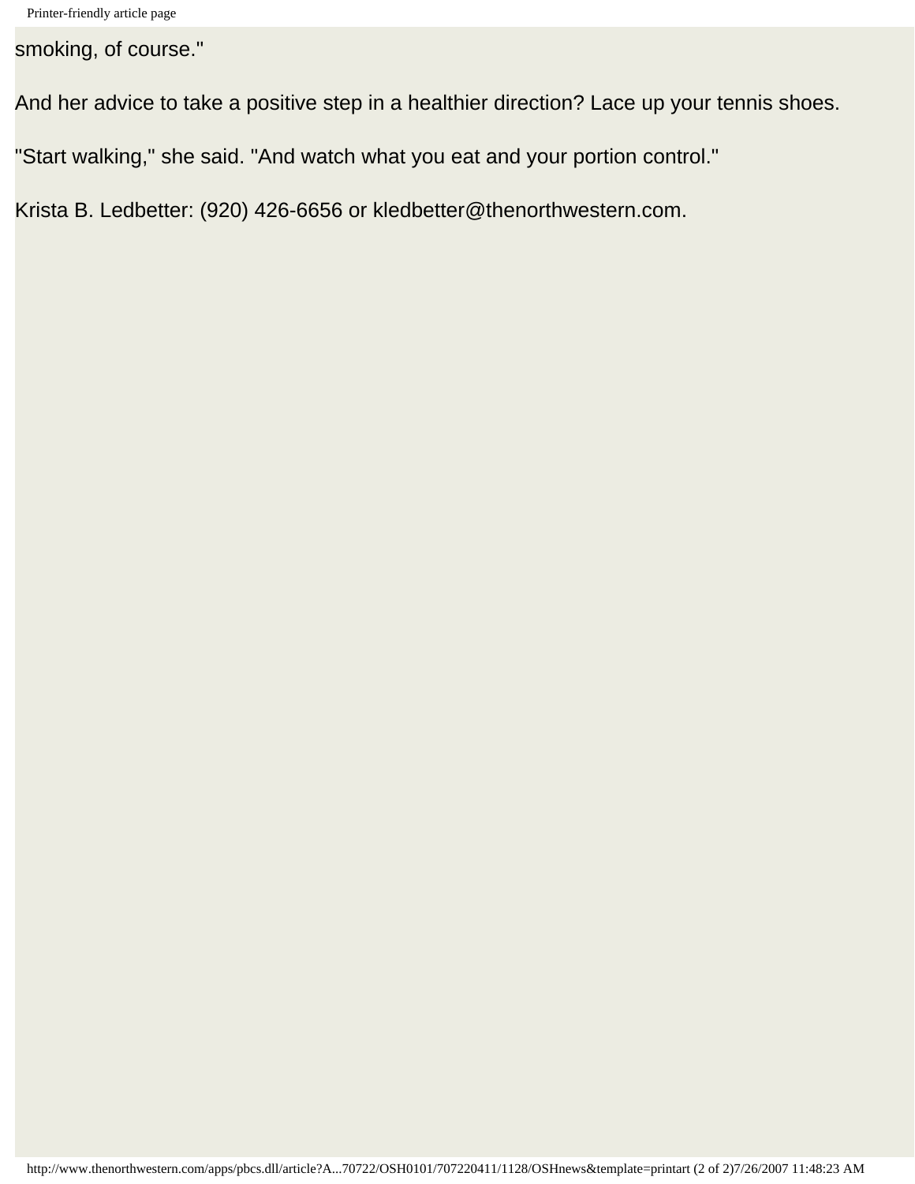smoking, of course."

And her advice to take a positive step in a healthier direction? Lace up your tennis shoes.

"Start walking," she said. "And watch what you eat and your portion control."

Krista B. Ledbetter: (920) 426-6656 or kledbetter@thenorthwestern.com.